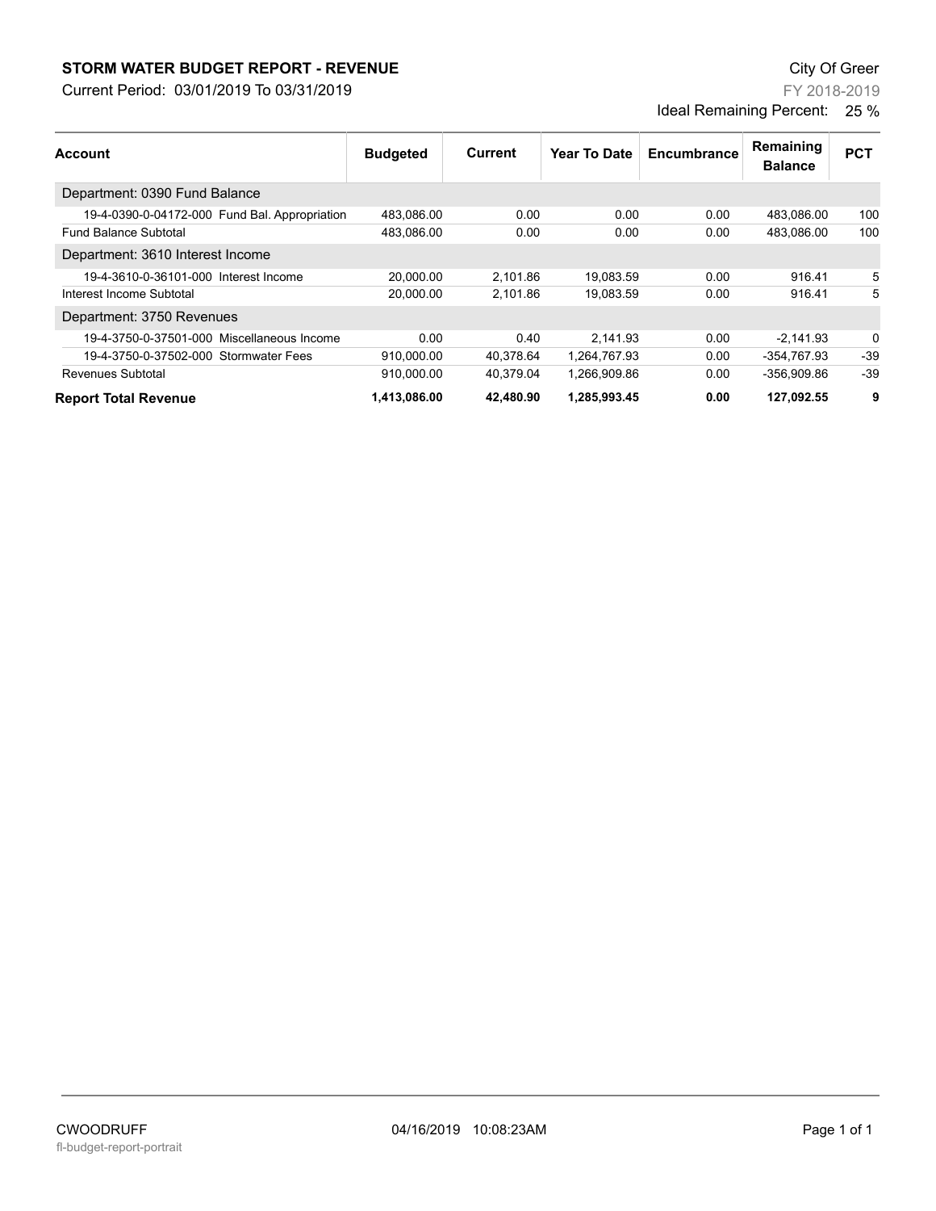# STORM WATER BUDGET REPORT - REVENUE

City Of Greer

Current Period: 03/01/2019 To 03/31/2019

FY 2018-2019

Ideal Remaining Percent: 25 %

| Account | Budgeted | Current | Year To Date | Encumbrance | Remaining Balance | PCT |
|---|---|---|---|---|---|---|
| Department: 0390 Fund Balance | | | | | | |
| 19-4-0390-0-04172-000 Fund Bal. Appropriation | 483,086.00 | 0.00 | 0.00 | 0.00 | 483,086.00 | 100 |
| Fund Balance Subtotal | 483,086.00 | 0.00 | 0.00 | 0.00 | 483,086.00 | 100 |
| Department: 3610 Interest Income | | | | | | |
| 19-4-3610-0-36101-000 Interest Income | 20,000.00 | 2,101.86 | 19,083.59 | 0.00 | 916.41 | 5 |
| Interest Income Subtotal | 20,000.00 | 2,101.86 | 19,083.59 | 0.00 | 916.41 | 5 |
| Department: 3750 Revenues | | | | | | |
| 19-4-3750-0-37501-000 Miscellaneous Income | 0.00 | 0.40 | 2,141.93 | 0.00 | -2,141.93 | 0 |
| 19-4-3750-0-37502-000 Stormwater Fees | 910,000.00 | 40,378.64 | 1,264,767.93 | 0.00 | -354,767.93 | -39 |
| Revenues Subtotal | 910,000.00 | 40,379.04 | 1,266,909.86 | 0.00 | -356,909.86 | -39 |
| **Report Total Revenue** | **1,413,086.00** | **42,480.90** | **1,285,993.45** | **0.00** | **127,092.55** | **9** |

CWOODRUFF 04/16/2019 10:08:23AM

fl-budget-report-portrait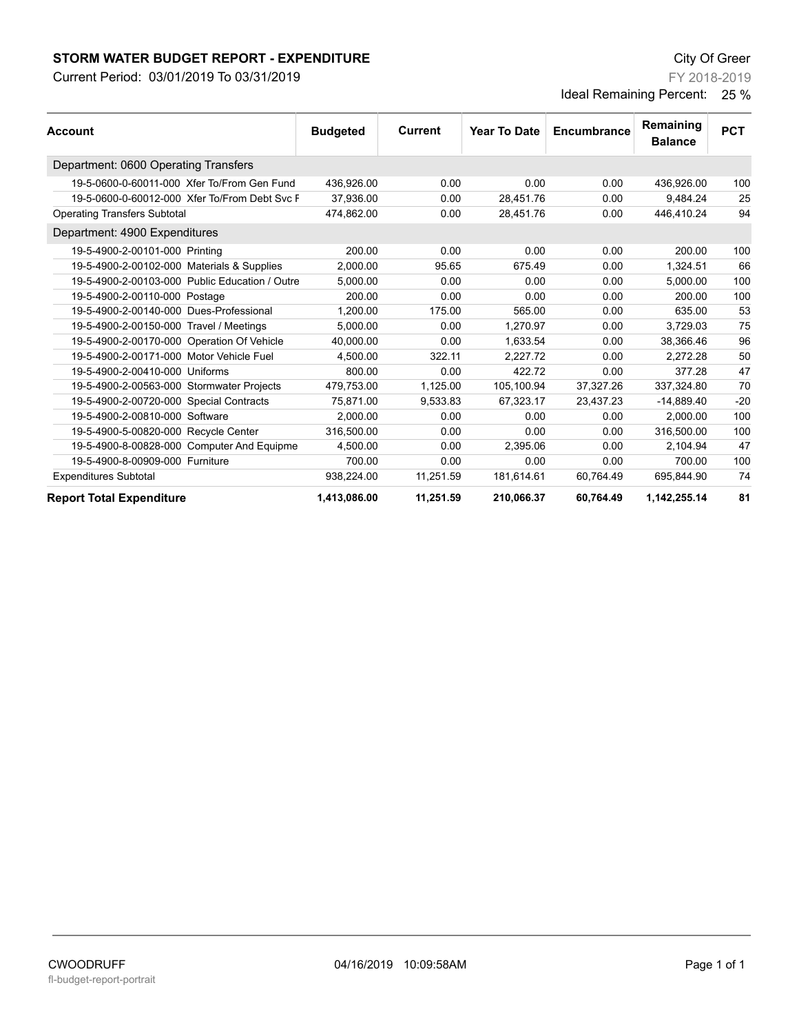**STORM WATER BUDGET REPORT - EXPENDITURE**

Current Period: 03/01/2019 To 03/31/2019

City Of Greer

FY 2018-2019

Ideal Remaining Percent: 25 %

| Account | Budgeted | Current | Year To Date | Encumbrance | Remaining Balance | PCT |
|---|---|---|---|---|---|---|
| Department: 0600 Operating Transfers | | | | | | |
| 19-5-0600-0-60011-000 Xfer To/From Gen Fund | 436,926.00 | 0.00 | 0.00 | 0.00 | 436,926.00 | 100 |
| 19-5-0600-0-60012-000 Xfer To/From Debt Svc F | 37,936.00 | 0.00 | 28,451.76 | 0.00 | 9,484.24 | 25 |
| Operating Transfers Subtotal | 474,862.00 | 0.00 | 28,451.76 | 0.00 | 446,410.24 | 94 |
| Department: 4900 Expenditures | | | | | | |
| 19-5-4900-2-00101-000 Printing | 200.00 | 0.00 | 0.00 | 0.00 | 200.00 | 100 |
| 19-5-4900-2-00102-000 Materials & Supplies | 2,000.00 | 95.65 | 675.49 | 0.00 | 1,324.51 | 66 |
| 19-5-4900-2-00103-000 Public Education / Outre | 5,000.00 | 0.00 | 0.00 | 0.00 | 5,000.00 | 100 |
| 19-5-4900-2-00110-000 Postage | 200.00 | 0.00 | 0.00 | 0.00 | 200.00 | 100 |
| 19-5-4900-2-00140-000 Dues-Professional | 1,200.00 | 175.00 | 565.00 | 0.00 | 635.00 | 53 |
| 19-5-4900-2-00150-000 Travel / Meetings | 5,000.00 | 0.00 | 1,270.97 | 0.00 | 3,729.03 | 75 |
| 19-5-4900-2-00170-000 Operation Of Vehicle | 40,000.00 | 0.00 | 1,633.54 | 0.00 | 38,366.46 | 96 |
| 19-5-4900-2-00171-000 Motor Vehicle Fuel | 4,500.00 | 322.11 | 2,227.72 | 0.00 | 2,272.28 | 50 |
| 19-5-4900-2-00410-000 Uniforms | 800.00 | 0.00 | 422.72 | 0.00 | 377.28 | 47 |
| 19-5-4900-2-00563-000 Stormwater Projects | 479,753.00 | 1,125.00 | 105,100.94 | 37,327.26 | 337,324.80 | 70 |
| 19-5-4900-2-00720-000 Special Contracts | 75,871.00 | 9,533.83 | 67,323.17 | 23,437.23 | -14,889.40 | -20 |
| 19-5-4900-2-00810-000 Software | 2,000.00 | 0.00 | 0.00 | 0.00 | 2,000.00 | 100 |
| 19-5-4900-5-00820-000 Recycle Center | 316,500.00 | 0.00 | 0.00 | 0.00 | 316,500.00 | 100 |
| 19-5-4900-8-00828-000 Computer And Equipme | 4,500.00 | 0.00 | 2,395.06 | 0.00 | 2,104.94 | 47 |
| 19-5-4900-8-00909-000 Furniture | 700.00 | 0.00 | 0.00 | 0.00 | 700.00 | 100 |
| Expenditures Subtotal | 938,224.00 | 11,251.59 | 181,614.61 | 60,764.49 | 695,844.90 | 74 |
| **Report Total Expenditure** | **1,413,086.00** | **11,251.59** | **210,066.37** | **60,764.49** | **1,142,255.14** | **81** |

CWOODRUFF 04/16/2019 10:09:58AM

fl-budget-report-portrait